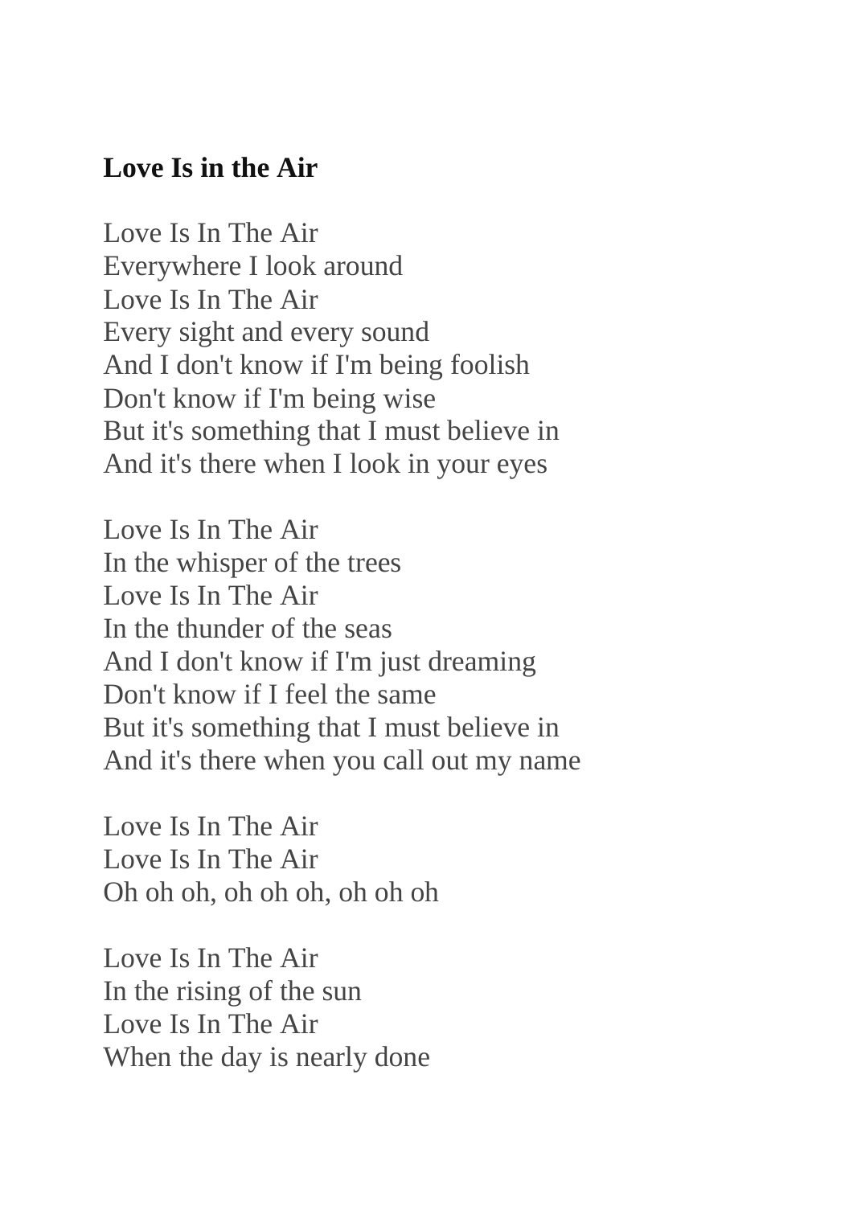**Love Is in the Air**

Love Is In The Air  
Everywhere I look around  
Love Is In The Air  
Every sight and every sound  
And I don't know if I'm being foolish  
Don't know if I'm being wise  
But it's something that I must believe in  
And it's there when I look in your eyes

Love Is In The Air  
In the whisper of the trees  
Love Is In The Air  
In the thunder of the seas  
And I don't know if I'm just dreaming  
Don't know if I feel the same  
But it's something that I must believe in  
And it's there when you call out my name

Love Is In The Air  
Love Is In The Air  
Oh oh oh, oh oh oh, oh oh oh

Love Is In The Air  
In the rising of the sun  
Love Is In The Air  
When the day is nearly done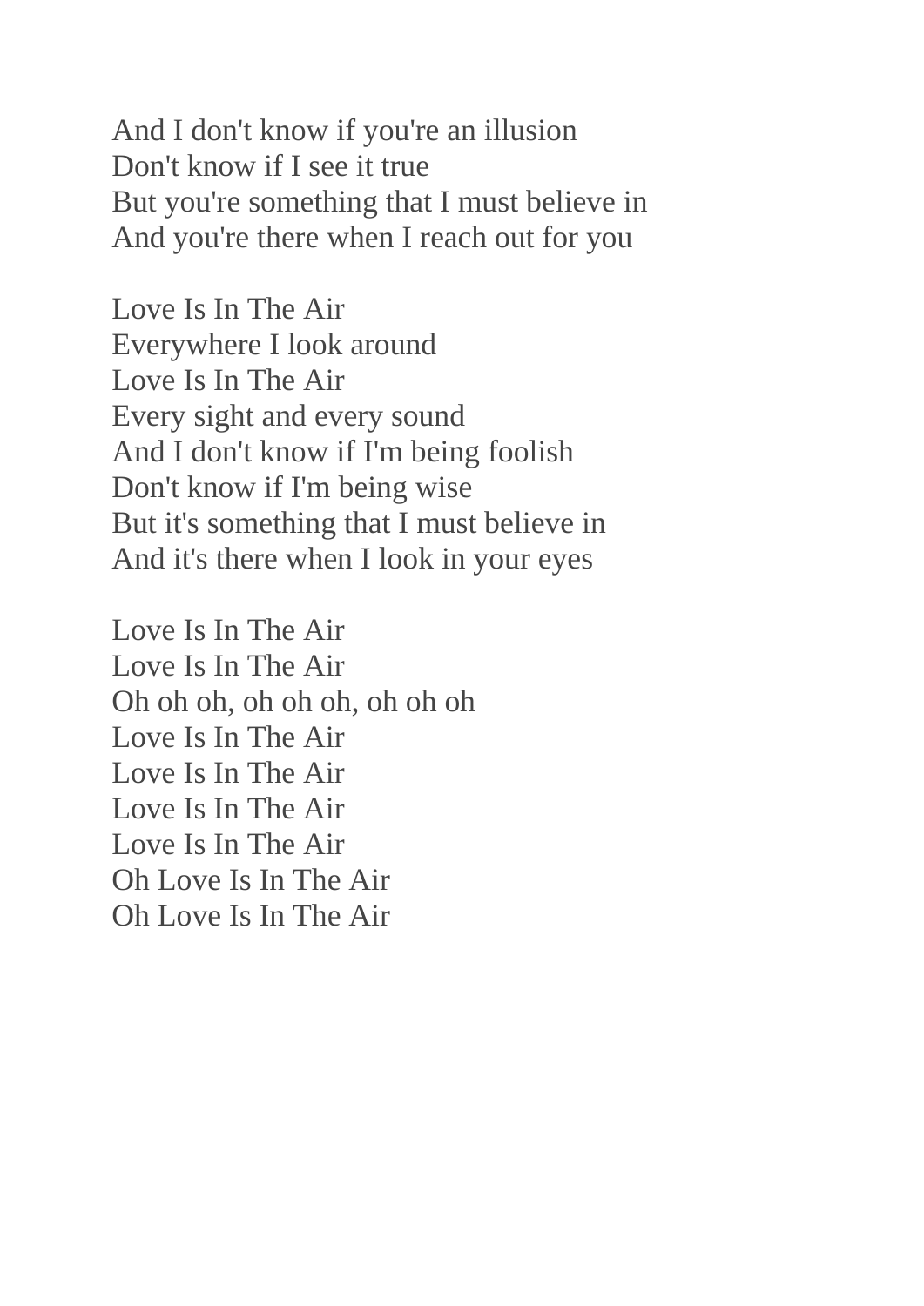And I don't know if you're an illusion  
Don't know if I see it true  
But you're something that I must believe in  
And you're there when I reach out for you

Love Is In The Air  
Everywhere I look around  
Love Is In The Air  
Every sight and every sound  
And I don't know if I'm being foolish  
Don't know if I'm being wise  
But it's something that I must believe in  
And it's there when I look in your eyes

Love Is In The Air  
Love Is In The Air  
Oh oh oh, oh oh oh, oh oh oh  
Love Is In The Air  
Love Is In The Air  
Love Is In The Air  
Love Is In The Air  
Oh Love Is In The Air  
Oh Love Is In The Air